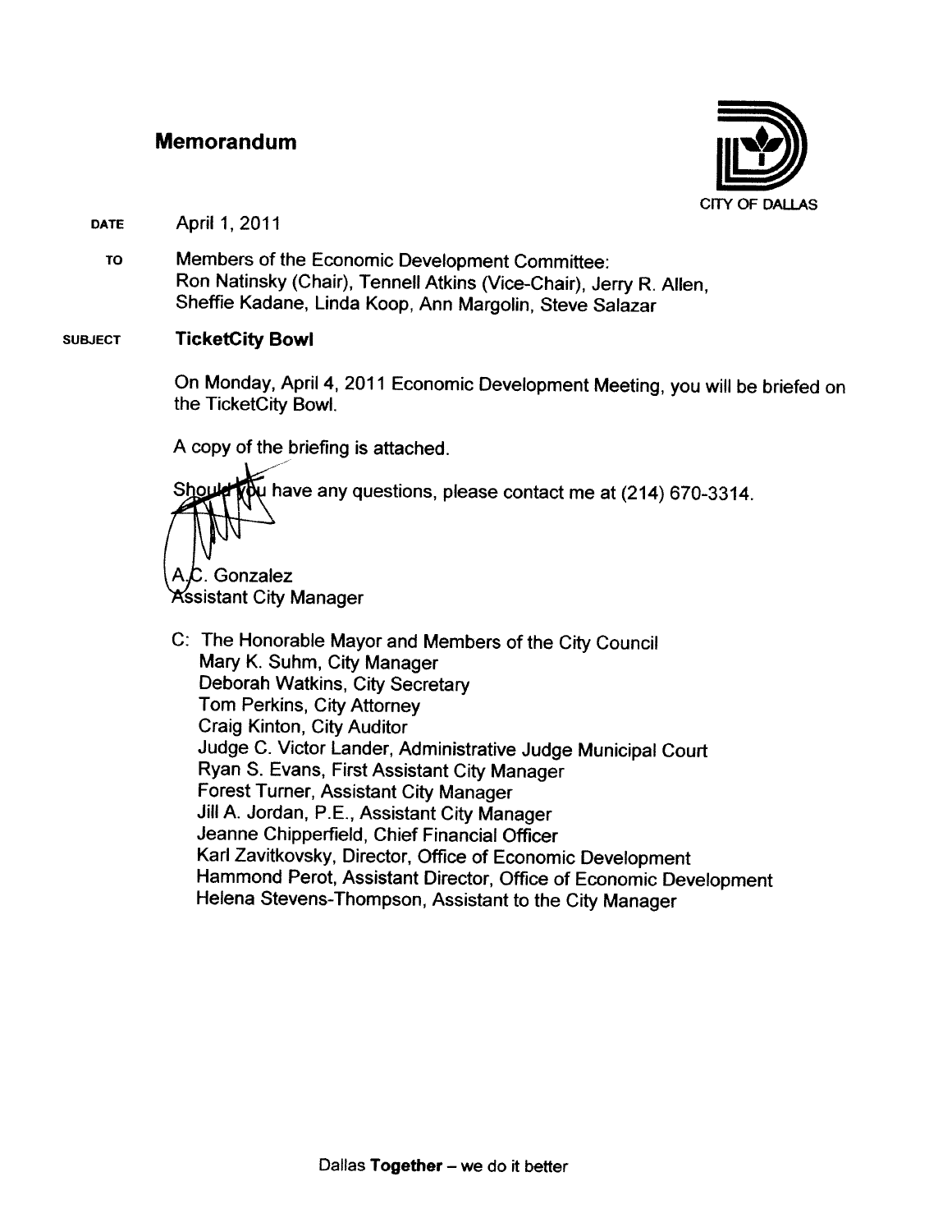# Memorandum

CITY OF DALLAS

**DATE** April 1, 2011

**TO** Members of the Economic Development Committee:
Ron Natinsky (Chair), Tennell Atkins (Vice-Chair), Jerry R. Allen, Sheffie Kadane, Linda Koop, Ann Margolin, Steve Salazar

**SUBJECT** **TicketCity Bowl**

On Monday, April 4, 2011 Economic Development Meeting, you will be briefed on the TicketCity Bowl.

A copy of the briefing is attached.

Should you have any questions, please contact me at (214) 670-3314.

A.C. Gonzalez
Assistant City Manager

C: The Honorable Mayor and Members of the City Council
Mary K. Suhm, City Manager
Deborah Watkins, City Secretary
Tom Perkins, City Attorney
Craig Kinton, City Auditor
Judge C. Victor Lander, Administrative Judge Municipal Court
Ryan S. Evans, First Assistant City Manager
Forest Turner, Assistant City Manager
Jill A. Jordan, P.E., Assistant City Manager
Jeanne Chipperfield, Chief Financial Officer
Karl Zavitkovsky, Director, Office of Economic Development
Hammond Perot, Assistant Director, Office of Economic Development
Helena Stevens-Thompson, Assistant to the City Manager

Dallas **Together** – we do it better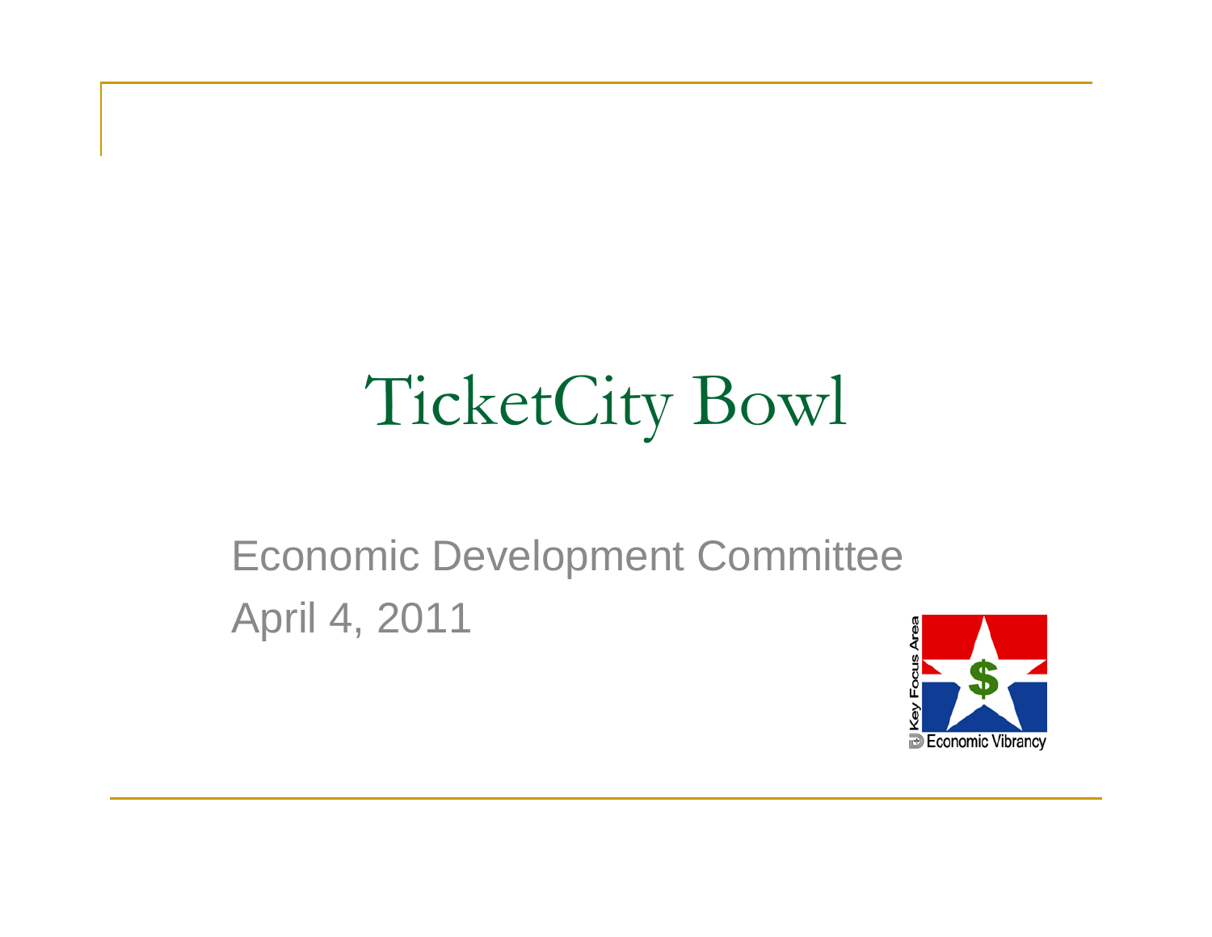# TicketCity Bowl

Economic Development Committee

April 4, 2011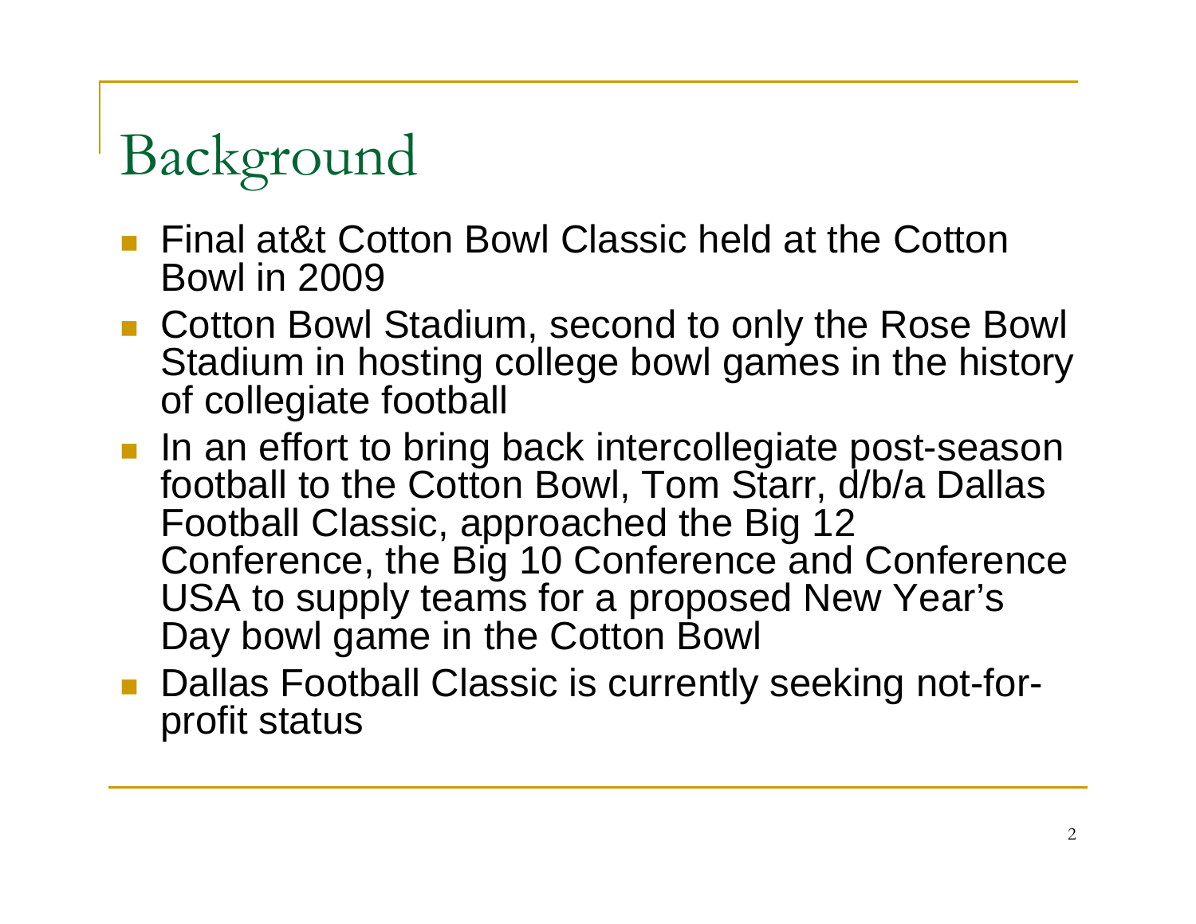# Background

- Final at&t Cotton Bowl Classic held at the Cotton Bowl in 2009
- Cotton Bowl Stadium, second to only the Rose Bowl Stadium in hosting college bowl games in the history of collegiate football
- In an effort to bring back intercollegiate post-season football to the Cotton Bowl, Tom Starr, d/b/a Dallas Football Classic, approached the Big 12 Conference, the Big 10 Conference and Conference USA to supply teams for a proposed New Year's Day bowl game in the Cotton Bowl
- Dallas Football Classic is currently seeking not-for-profit status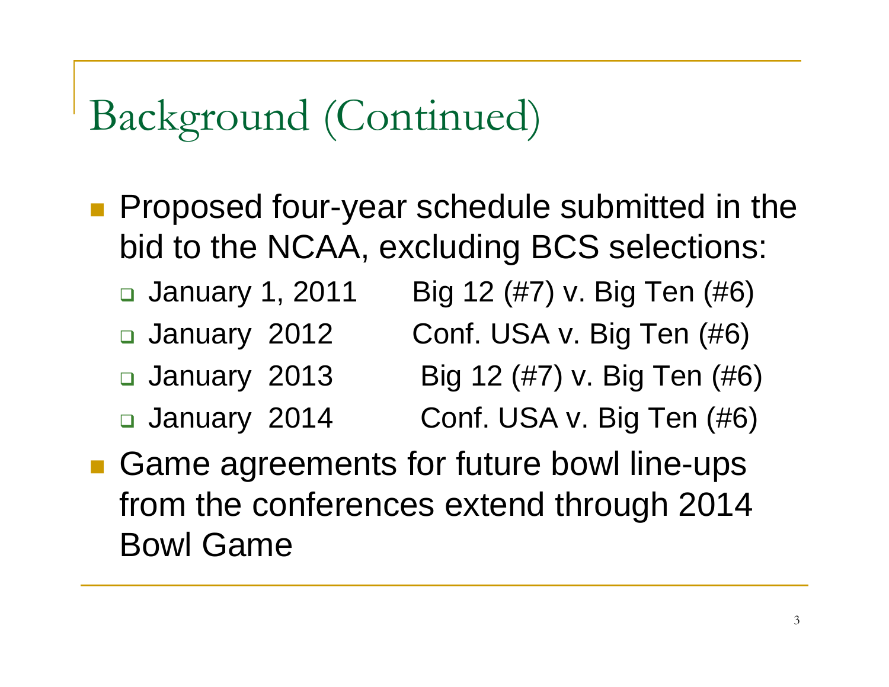# Background (Continued)

- Proposed four-year schedule submitted in the bid to the NCAA, excluding BCS selections:
  - January 1, 2011 Big 12 (#7) v. Big Ten (#6)
  - January 2012 Conf. USA v. Big Ten (#6)
  - January 2013 Big 12 (#7) v. Big Ten (#6)
  - January 2014 Conf. USA v. Big Ten (#6)
- Game agreements for future bowl line-ups from the conferences extend through 2014 Bowl Game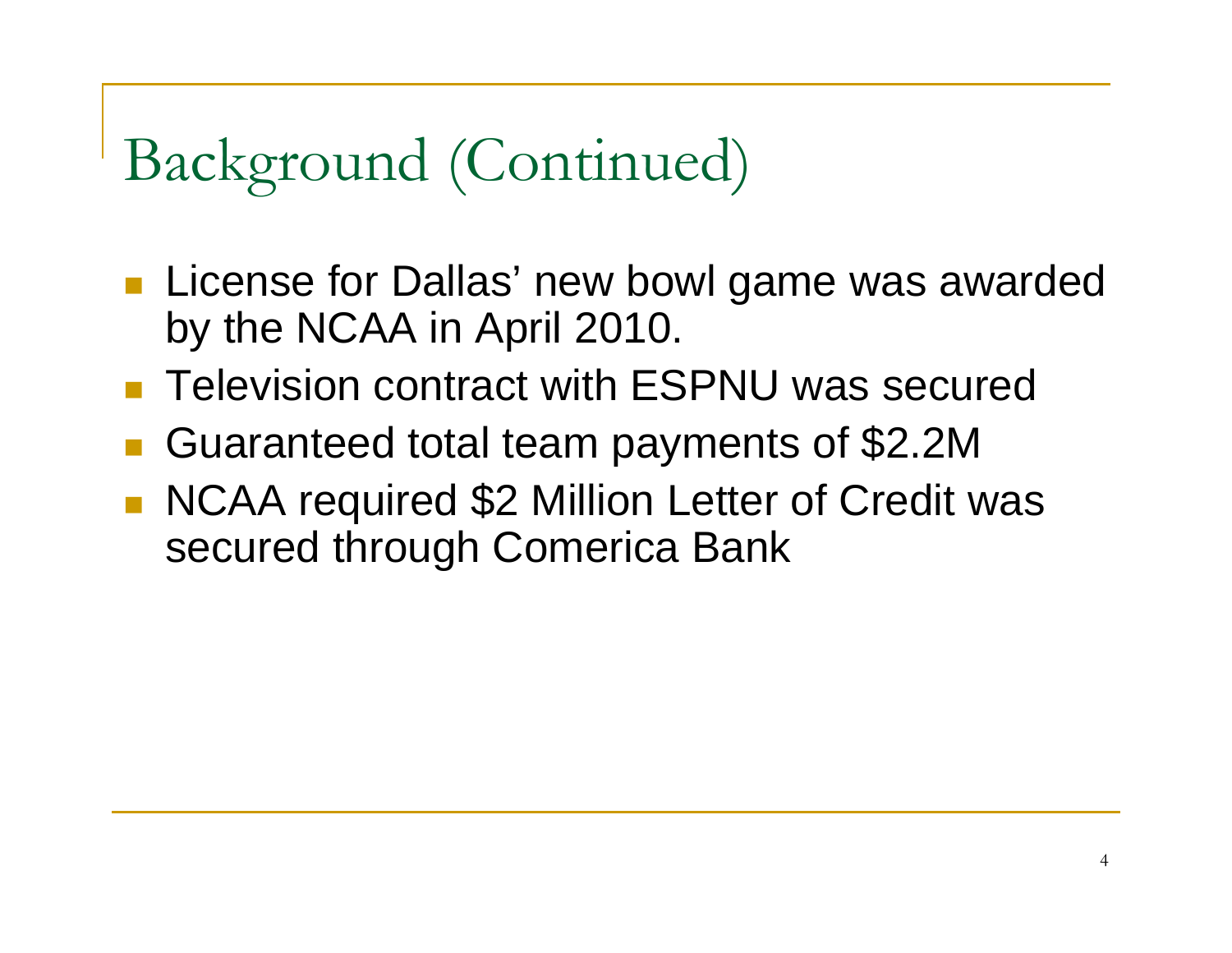# Background (Continued)

- License for Dallas' new bowl game was awarded by the NCAA in April 2010.
- Television contract with ESPNU was secured
- Guaranteed total team payments of $2.2M
- NCAA required $2 Million Letter of Credit was secured through Comerica Bank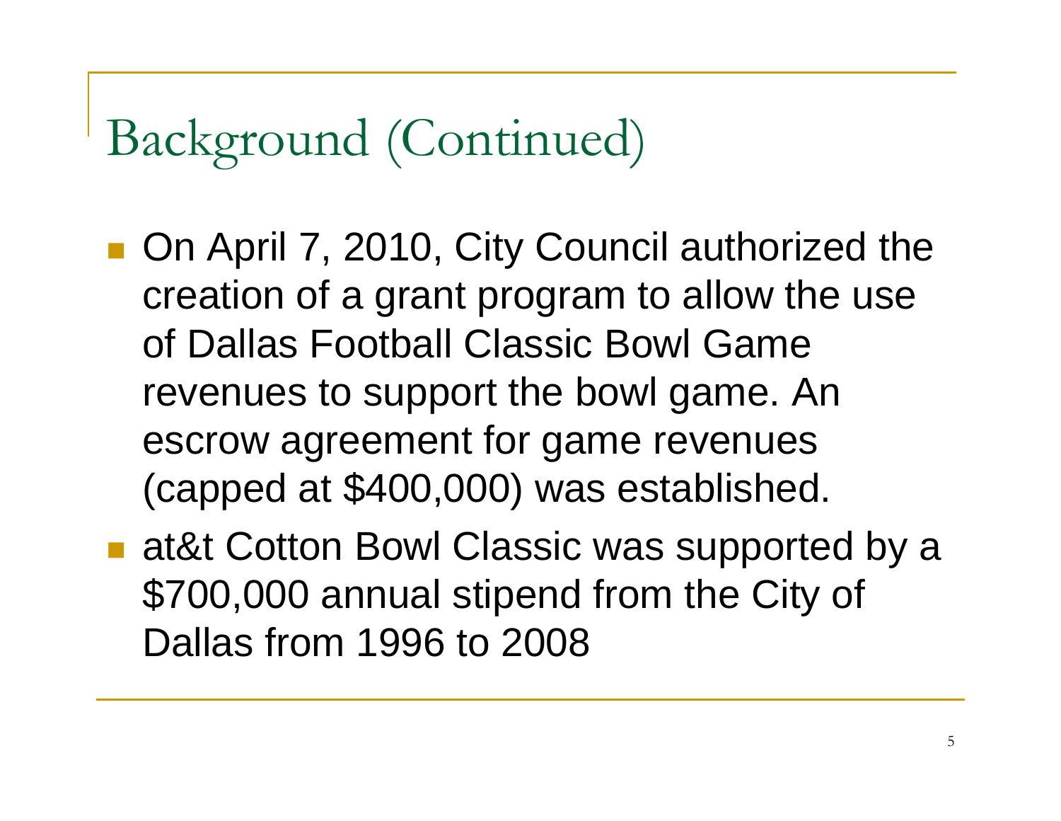# Background (Continued)

- On April 7, 2010, City Council authorized the creation of a grant program to allow the use of Dallas Football Classic Bowl Game revenues to support the bowl game. An escrow agreement for game revenues (capped at $400,000) was established.
- at&t Cotton Bowl Classic was supported by a $700,000 annual stipend from the City of Dallas from 1996 to 2008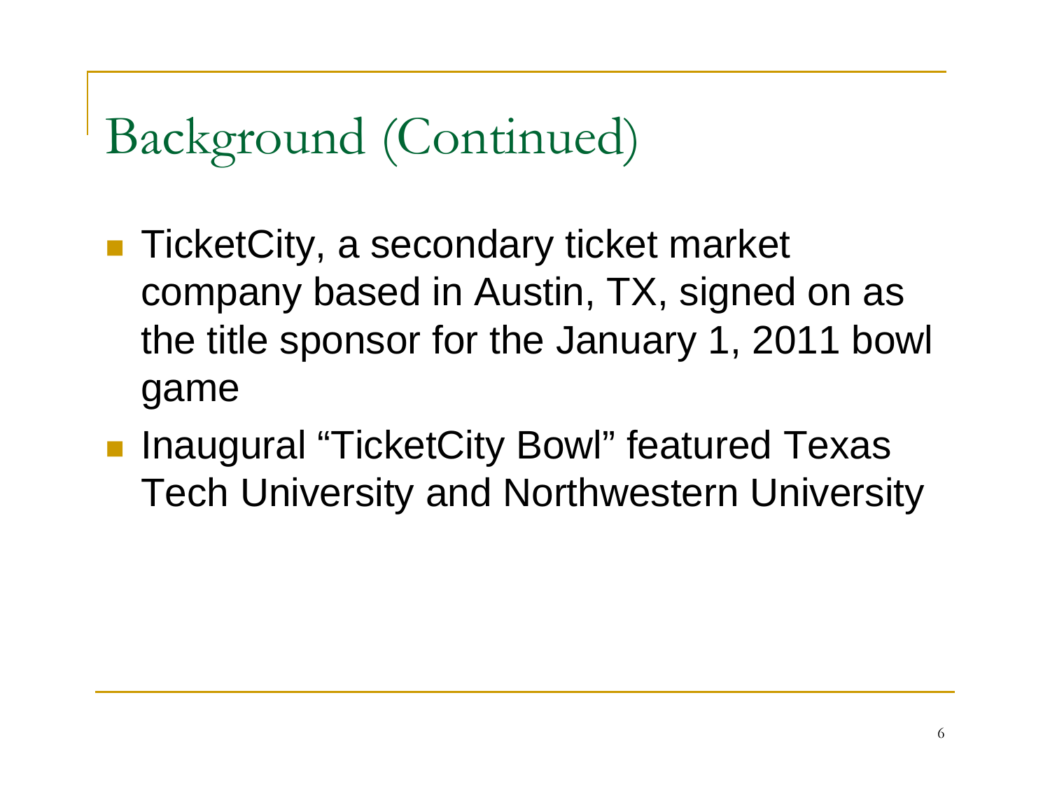# Background (Continued)

- TicketCity, a secondary ticket market company based in Austin, TX, signed on as the title sponsor for the January 1, 2011 bowl game
- Inaugural “TicketCity Bowl” featured Texas Tech University and Northwestern University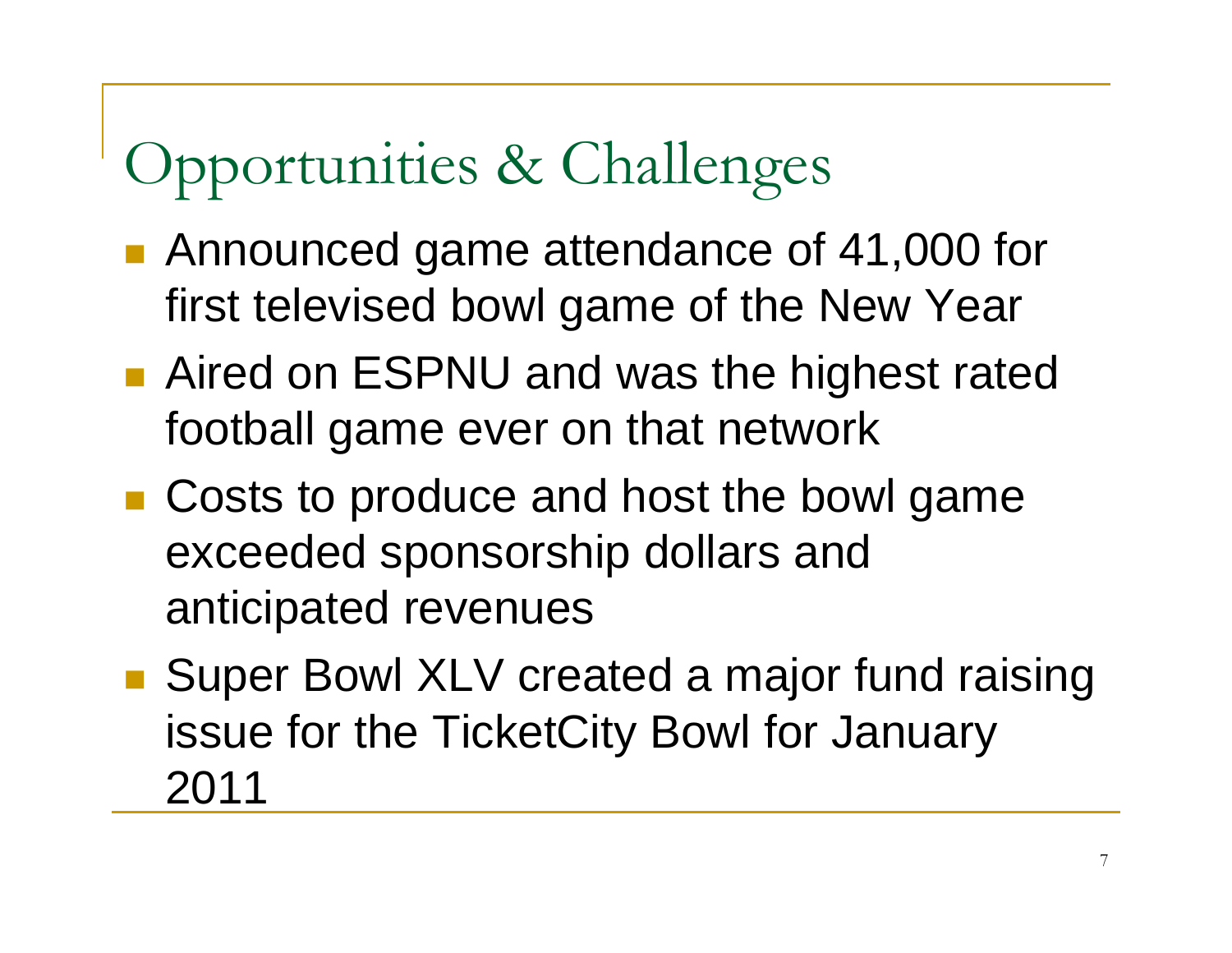# Opportunities & Challenges

- Announced game attendance of 41,000 for first televised bowl game of the New Year
- Aired on ESPNU and was the highest rated football game ever on that network
- Costs to produce and host the bowl game exceeded sponsorship dollars and anticipated revenues
- Super Bowl XLV created a major fund raising issue for the TicketCity Bowl for January 2011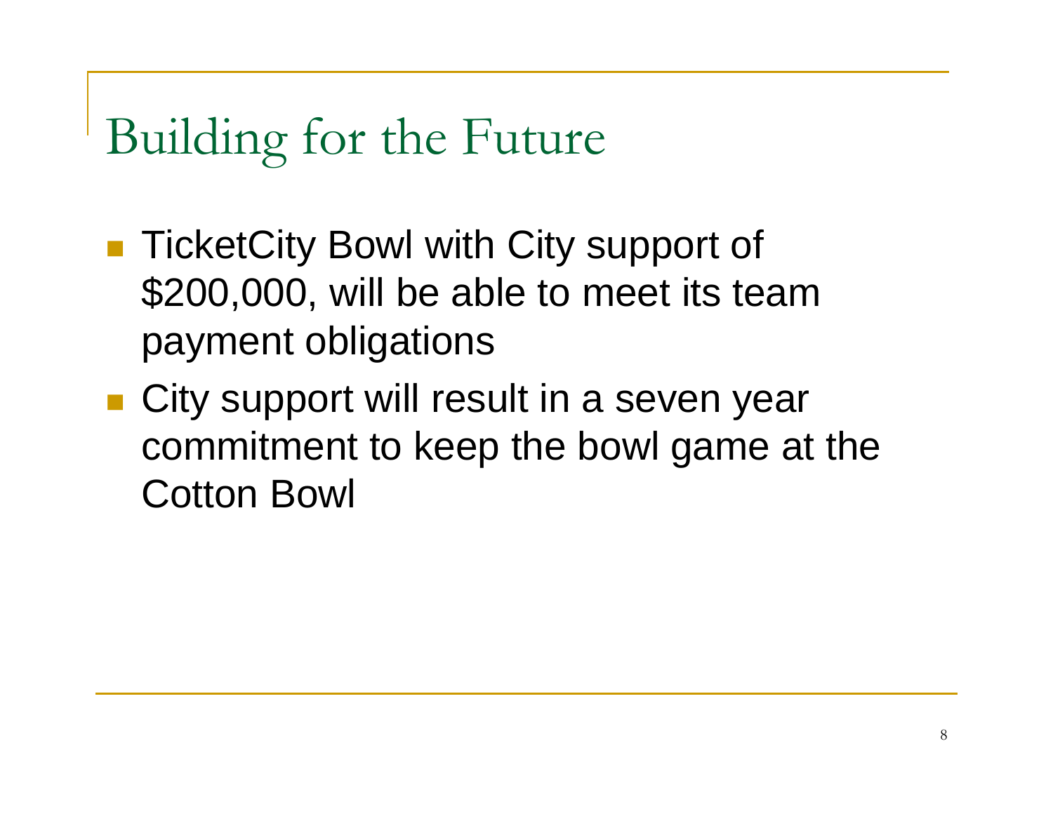# Building for the Future

- TicketCity Bowl with City support of $200,000, will be able to meet its team payment obligations
- City support will result in a seven year commitment to keep the bowl game at the Cotton Bowl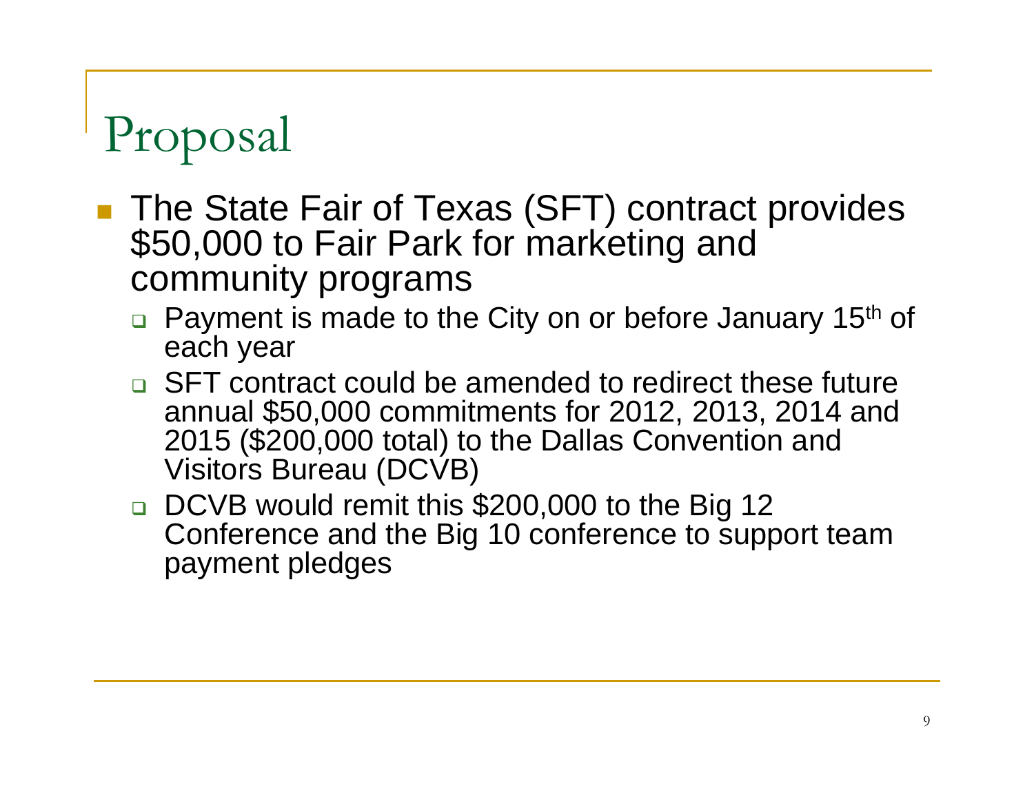# Proposal

- The State Fair of Texas (SFT) contract provides $50,000 to Fair Park for marketing and community programs
  - Payment is made to the City on or before January 15th of each year
  - SFT contract could be amended to redirect these future annual $50,000 commitments for 2012, 2013, 2014 and 2015 ($200,000 total) to the Dallas Convention and Visitors Bureau (DCVB)
  - DCVB would remit this $200,000 to the Big 12 Conference and the Big 10 conference to support team payment pledges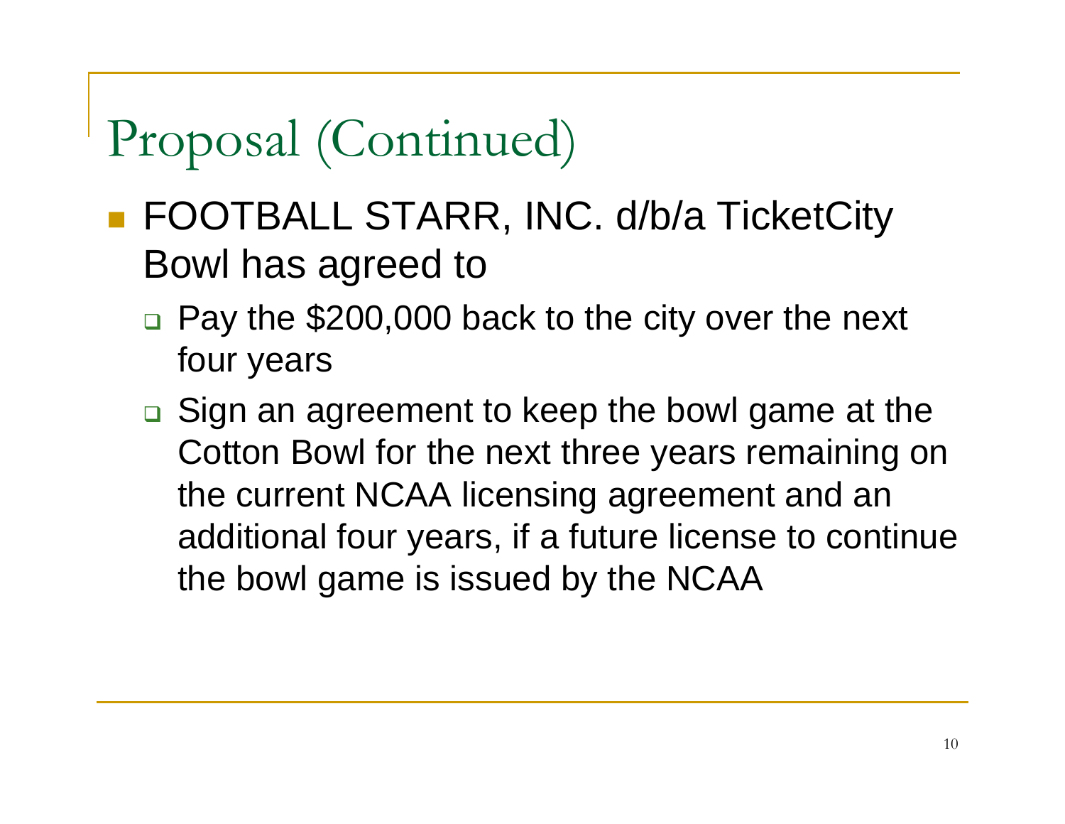# Proposal (Continued)

- FOOTBALL STARR, INC. d/b/a TicketCity Bowl has agreed to
  - Pay the $200,000 back to the city over the next four years
  - Sign an agreement to keep the bowl game at the Cotton Bowl for the next three years remaining on the current NCAA licensing agreement and an additional four years, if a future license to continue the bowl game is issued by the NCAA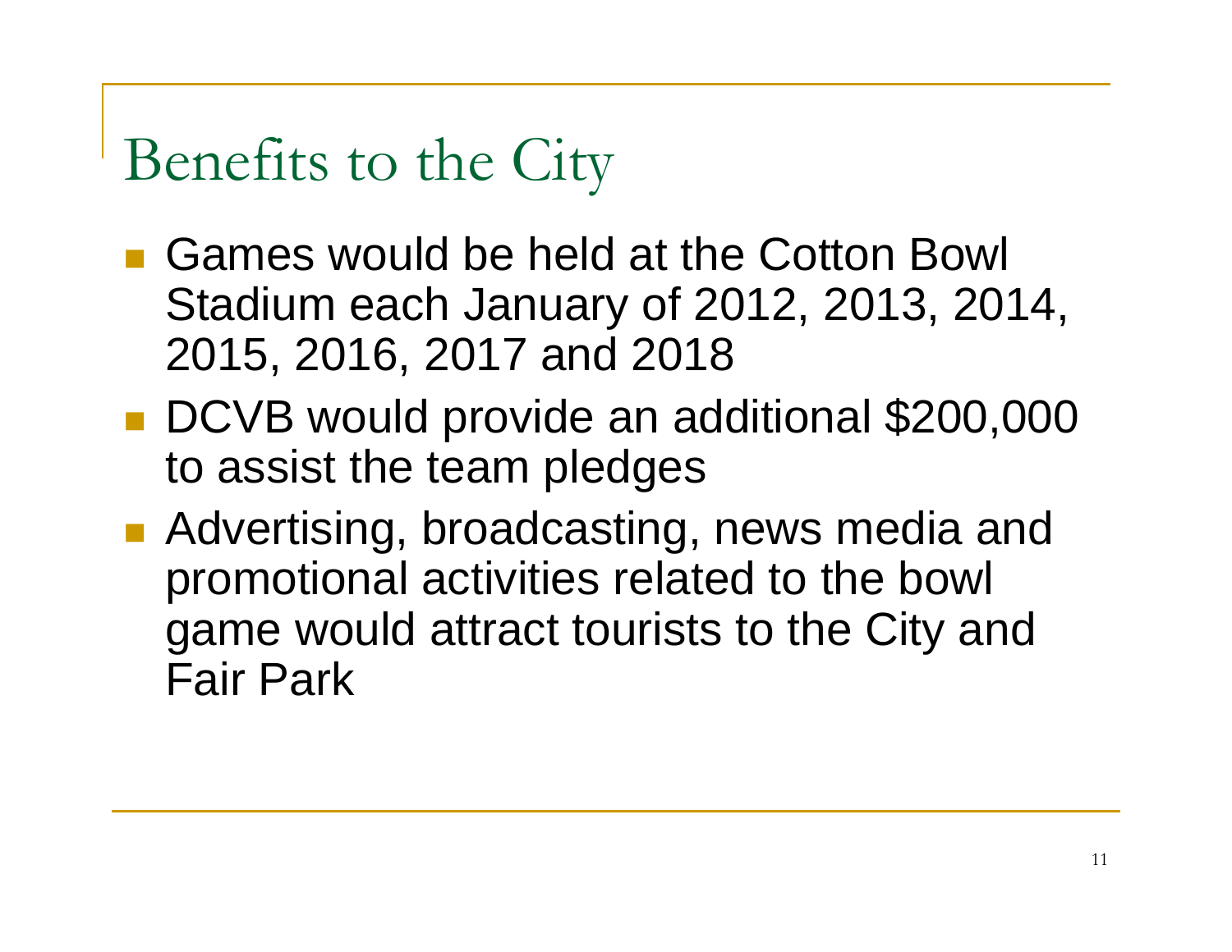# Benefits to the City

- Games would be held at the Cotton Bowl Stadium each January of 2012, 2013, 2014, 2015, 2016, 2017 and 2018
- DCVB would provide an additional $200,000 to assist the team pledges
- Advertising, broadcasting, news media and promotional activities related to the bowl game would attract tourists to the City and Fair Park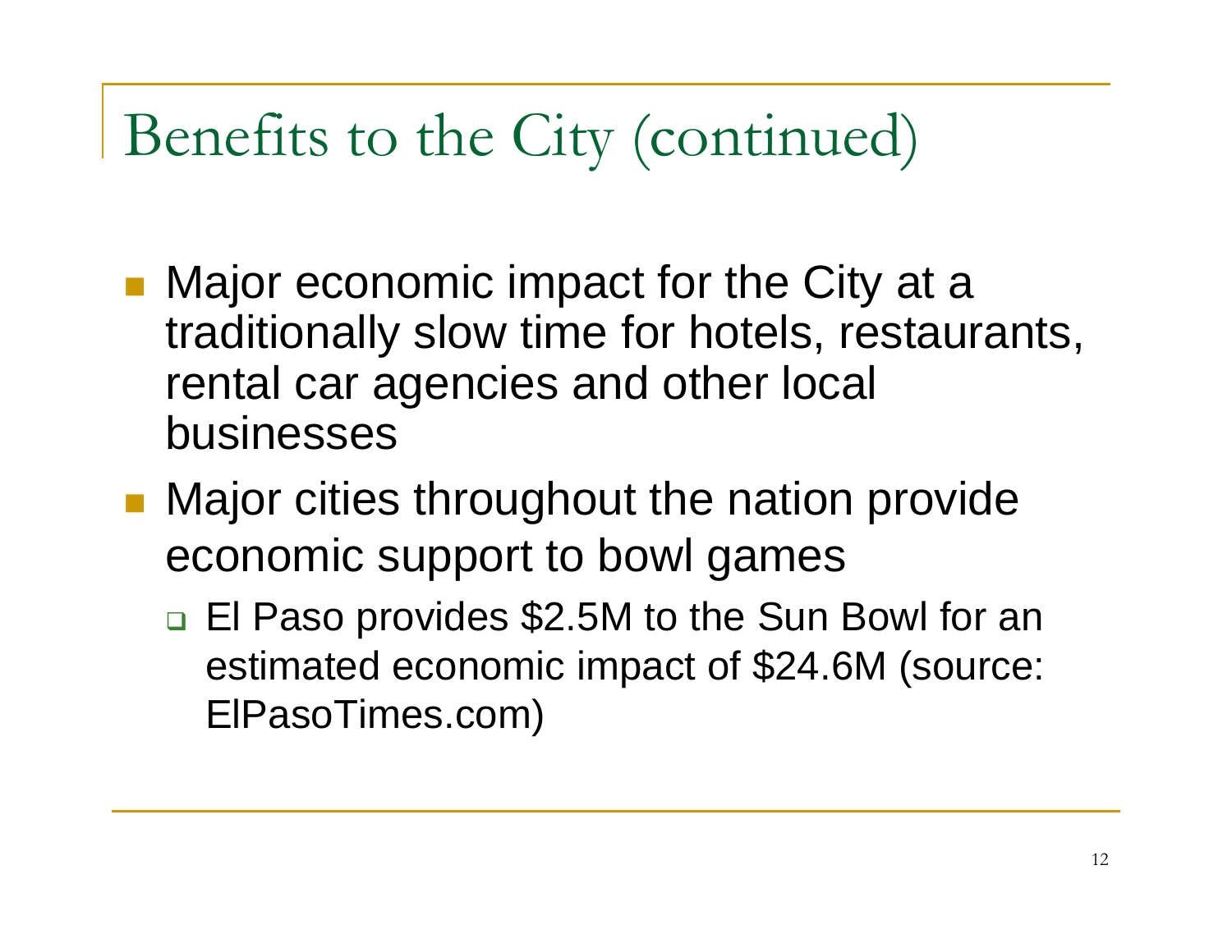# Benefits to the City (continued)

- Major economic impact for the City at a traditionally slow time for hotels, restaurants, rental car agencies and other local businesses
- Major cities throughout the nation provide economic support to bowl games
  - El Paso provides $2.5M to the Sun Bowl for an estimated economic impact of $24.6M (source: ElPasoTimes.com)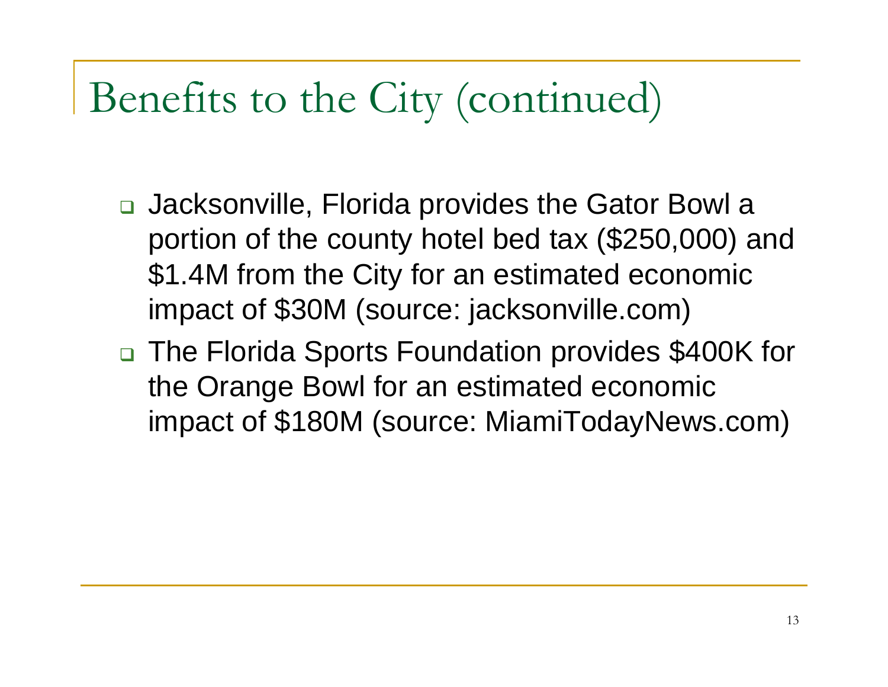# Benefits to the City (continued)

- Jacksonville, Florida provides the Gator Bowl a portion of the county hotel bed tax ($250,000) and $1.4M from the City for an estimated economic impact of $30M (source: jacksonville.com)
- The Florida Sports Foundation provides $400K for the Orange Bowl for an estimated economic impact of $180M (source: MiamiTodayNews.com)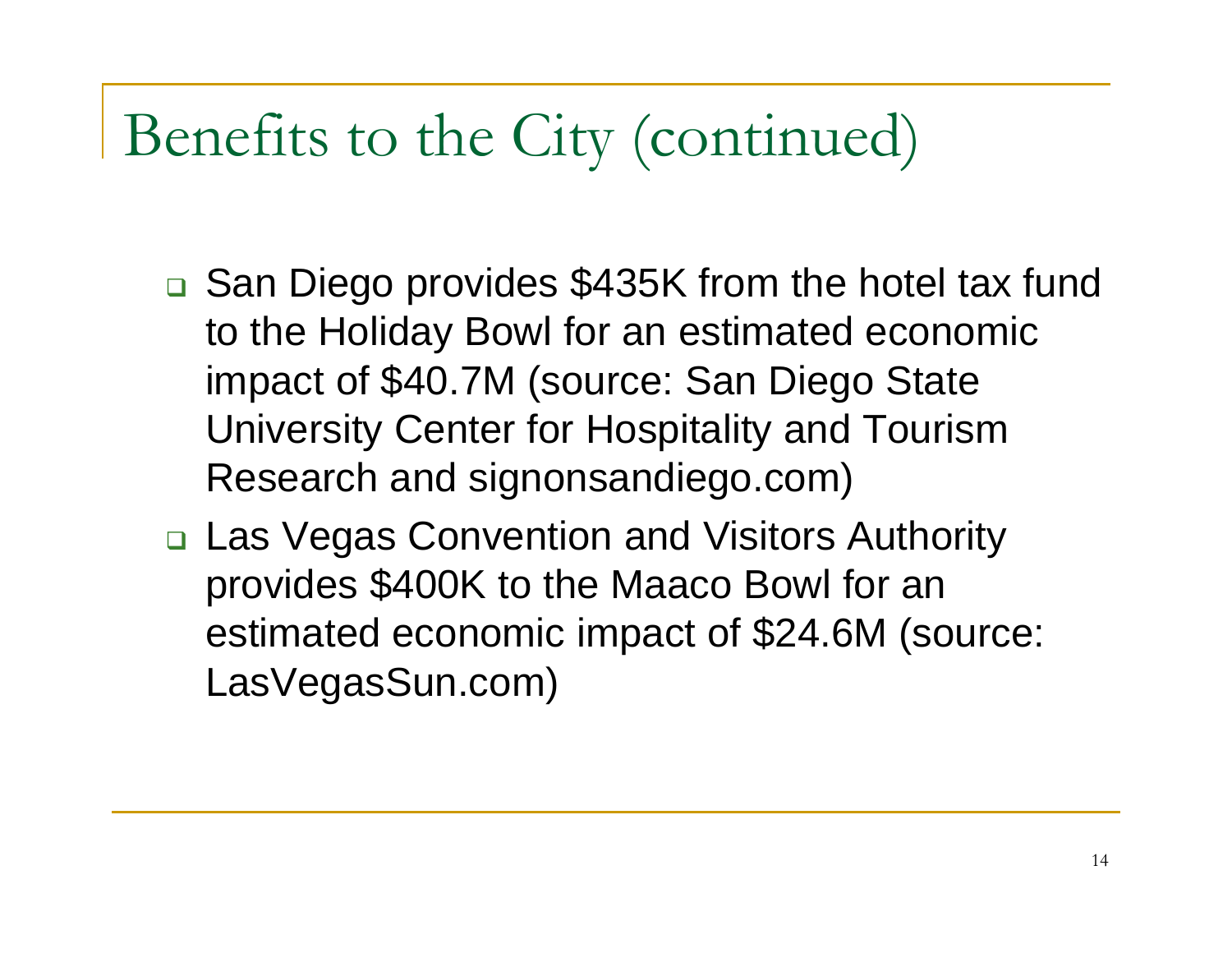# Benefits to the City (continued)

- San Diego provides $435K from the hotel tax fund to the Holiday Bowl for an estimated economic impact of $40.7M (source: San Diego State University Center for Hospitality and Tourism Research and signonsandiego.com)
- Las Vegas Convention and Visitors Authority provides $400K to the Maaco Bowl for an estimated economic impact of $24.6M (source: LasVegasSun.com)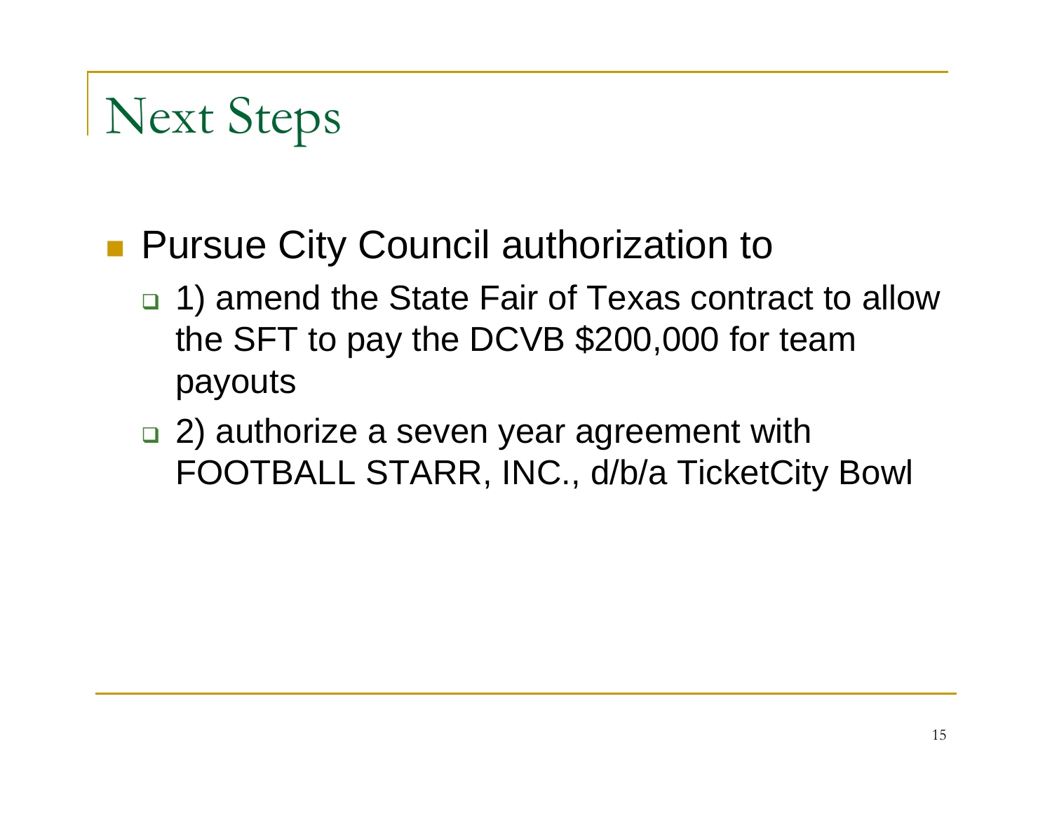# Next Steps

- Pursue City Council authorization to
  - 1) amend the State Fair of Texas contract to allow the SFT to pay the DCVB $200,000 for team payouts
  - 2) authorize a seven year agreement with FOOTBALL STARR, INC., d/b/a TicketCity Bowl